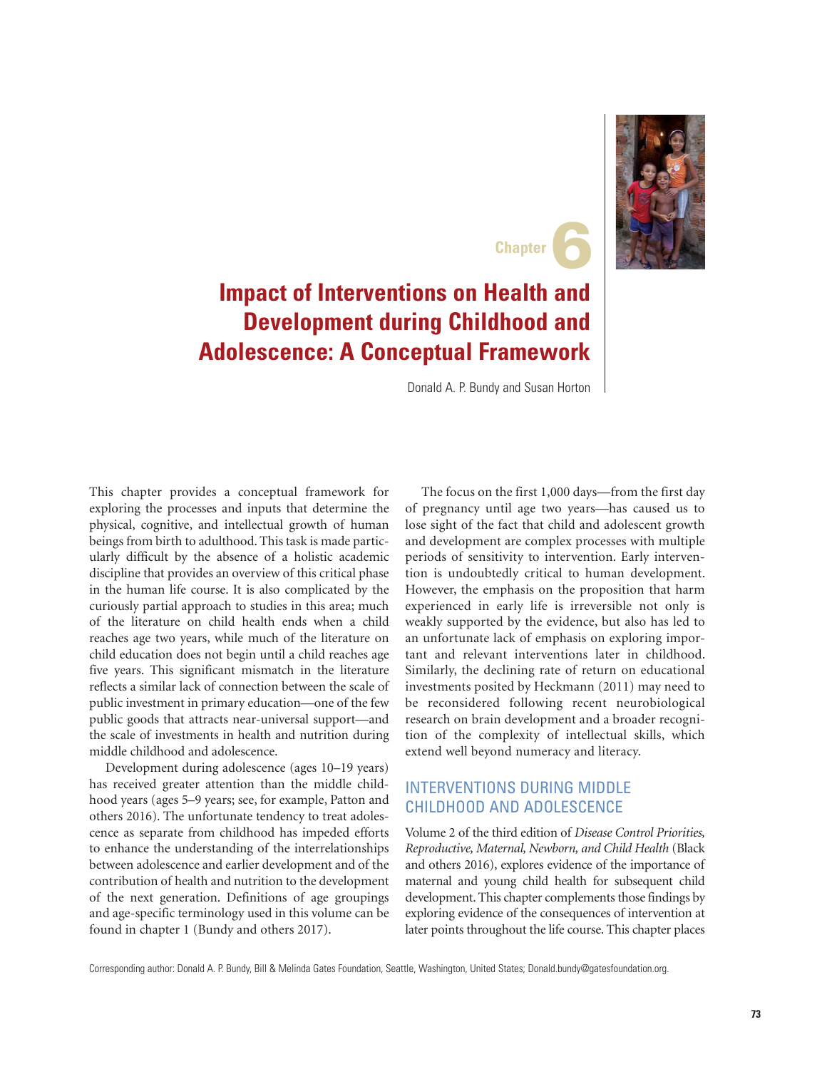Chapter 6

# Impact of Interventions on Health and Development during Childhood and Adolescence: A Conceptual Framework

Donald A. P. Bundy and Susan Horton

This chapter provides a conceptual framework for exploring the processes and inputs that determine the physical, cognitive, and intellectual growth of human beings from birth to adulthood. This task is made particularly difficult by the absence of a holistic academic discipline that provides an overview of this critical phase in the human life course. It is also complicated by the curiously partial approach to studies in this area; much of the literature on child health ends when a child reaches age two years, while much of the literature on child education does not begin until a child reaches age five years. This significant mismatch in the literature reflects a similar lack of connection between the scale of public investment in primary education—one of the few public goods that attracts near-universal support—and the scale of investments in health and nutrition during middle childhood and adolescence.

Development during adolescence (ages 10–19 years) has received greater attention than the middle childhood years (ages 5–9 years; see, for example, Patton and others 2016). The unfortunate tendency to treat adolescence as separate from childhood has impeded efforts to enhance the understanding of the interrelationships between adolescence and earlier development and of the contribution of health and nutrition to the development of the next generation. Definitions of age groupings and age-specific terminology used in this volume can be found in chapter 1 (Bundy and others 2017).

The focus on the first 1,000 days—from the first day of pregnancy until age two years—has caused us to lose sight of the fact that child and adolescent growth and development are complex processes with multiple periods of sensitivity to intervention. Early intervention is undoubtedly critical to human development. However, the emphasis on the proposition that harm experienced in early life is irreversible not only is weakly supported by the evidence, but also has led to an unfortunate lack of emphasis on exploring important and relevant interventions later in childhood. Similarly, the declining rate of return on educational investments posited by Heckmann (2011) may need to be reconsidered following recent neurobiological research on brain development and a broader recognition of the complexity of intellectual skills, which extend well beyond numeracy and literacy.

## INTERVENTIONS DURING MIDDLE CHILDHOOD AND ADOLESCENCE

Volume 2 of the third edition of *Disease Control Priorities, Reproductive, Maternal, Newborn, and Child Health* (Black and others 2016), explores evidence of the importance of maternal and young child health for subsequent child development. This chapter complements those findings by exploring evidence of the consequences of intervention at later points throughout the life course. This chapter places

Corresponding author: Donald A. P. Bundy, Bill & Melinda Gates Foundation, Seattle, Washington, United States; Donald.bundy@gatesfoundation.org.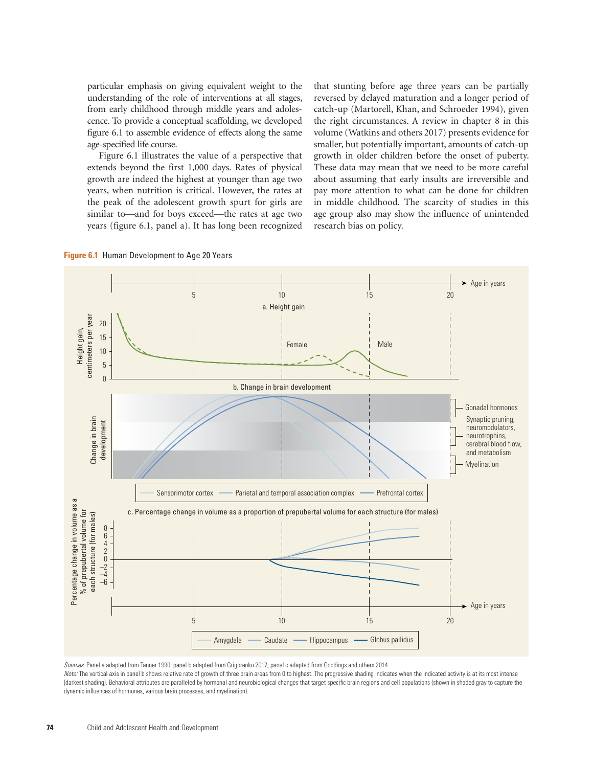particular emphasis on giving equivalent weight to the understanding of the role of interventions at all stages, from early childhood through middle years and adolescence. To provide a conceptual scaffolding, we developed figure 6.1 to assemble evidence of effects along the same age-specified life course.

Figure 6.1 illustrates the value of a perspective that extends beyond the first 1,000 days. Rates of physical growth are indeed the highest at younger than age two years, when nutrition is critical. However, the rates at the peak of the adolescent growth spurt for girls are similar to—and for boys exceed—the rates at age two years (figure 6.1, panel a). It has long been recognized that stunting before age three years can be partially reversed by delayed maturation and a longer period of catch-up (Martorell, Khan, and Schroeder 1994), given the right circumstances. A review in chapter 8 in this volume (Watkins and others 2017) presents evidence for smaller, but potentially important, amounts of catch-up growth in older children before the onset of puberty. These data may mean that we need to be more careful about assuming that early insults are irreversible and pay more attention to what can be done for children in middle childhood. The scarcity of studies in this age group also may show the influence of unintended research bias on policy.

**Figure 6.1** Human Development to Age 20 Years

*Sources:* Panel a adapted from Tanner 1990; panel b adapted from Grigorenko 2017; panel c adapted from Goddings and others 2014.

*Note:* The vertical axis in panel b shows relative rate of growth of three brain areas from 0 to highest. The progressive shading indicates when the indicated activity is at its most intense (darkest shading). Behavioral attributes are paralleled by hormonal and neurobiological changes that target specific brain regions and cell populations (shown in shaded gray to capture the dynamic influences of hormones, various brain processes, and myelination).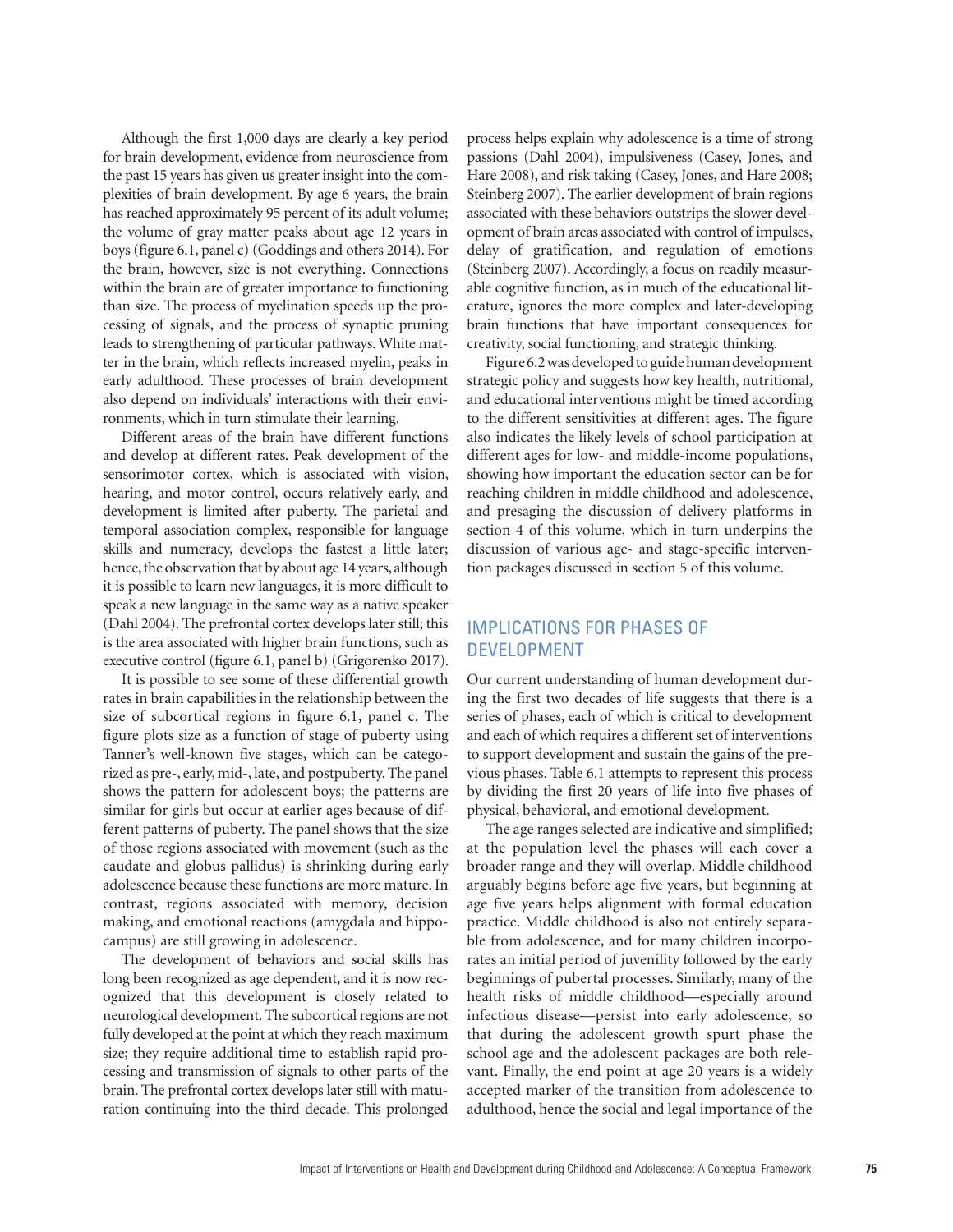Although the first 1,000 days are clearly a key period for brain development, evidence from neuroscience from the past 15 years has given us greater insight into the complexities of brain development. By age 6 years, the brain has reached approximately 95 percent of its adult volume; the volume of gray matter peaks about age 12 years in boys (figure 6.1, panel c) (Goddings and others 2014). For the brain, however, size is not everything. Connections within the brain are of greater importance to functioning than size. The process of myelination speeds up the processing of signals, and the process of synaptic pruning leads to strengthening of particular pathways. White matter in the brain, which reflects increased myelin, peaks in early adulthood. These processes of brain development also depend on individuals' interactions with their environments, which in turn stimulate their learning.

Different areas of the brain have different functions and develop at different rates. Peak development of the sensorimotor cortex, which is associated with vision, hearing, and motor control, occurs relatively early, and development is limited after puberty. The parietal and temporal association complex, responsible for language skills and numeracy, develops the fastest a little later; hence, the observation that by about age 14 years, although it is possible to learn new languages, it is more difficult to speak a new language in the same way as a native speaker (Dahl 2004). The prefrontal cortex develops later still; this is the area associated with higher brain functions, such as executive control (figure 6.1, panel b) (Grigorenko 2017).

It is possible to see some of these differential growth rates in brain capabilities in the relationship between the size of subcortical regions in figure 6.1, panel c. The figure plots size as a function of stage of puberty using Tanner's well-known five stages, which can be categorized as pre-, early, mid-, late, and postpuberty. The panel shows the pattern for adolescent boys; the patterns are similar for girls but occur at earlier ages because of different patterns of puberty. The panel shows that the size of those regions associated with movement (such as the caudate and globus pallidus) is shrinking during early adolescence because these functions are more mature. In contrast, regions associated with memory, decision making, and emotional reactions (amygdala and hippocampus) are still growing in adolescence.

The development of behaviors and social skills has long been recognized as age dependent, and it is now recognized that this development is closely related to neurological development. The subcortical regions are not fully developed at the point at which they reach maximum size; they require additional time to establish rapid processing and transmission of signals to other parts of the brain. The prefrontal cortex develops later still with maturation continuing into the third decade. This prolonged process helps explain why adolescence is a time of strong passions (Dahl 2004), impulsiveness (Casey, Jones, and Hare 2008), and risk taking (Casey, Jones, and Hare 2008; Steinberg 2007). The earlier development of brain regions associated with these behaviors outstrips the slower development of brain areas associated with control of impulses, delay of gratification, and regulation of emotions (Steinberg 2007). Accordingly, a focus on readily measurable cognitive function, as in much of the educational literature, ignores the more complex and later-developing brain functions that have important consequences for creativity, social functioning, and strategic thinking.

Figure 6.2 was developed to guide human development strategic policy and suggests how key health, nutritional, and educational interventions might be timed according to the different sensitivities at different ages. The figure also indicates the likely levels of school participation at different ages for low- and middle-income populations, showing how important the education sector can be for reaching children in middle childhood and adolescence, and presaging the discussion of delivery platforms in section 4 of this volume, which in turn underpins the discussion of various age- and stage-specific intervention packages discussed in section 5 of this volume.

## IMPLICATIONS FOR PHASES OF DEVELOPMENT

Our current understanding of human development during the first two decades of life suggests that there is a series of phases, each of which is critical to development and each of which requires a different set of interventions to support development and sustain the gains of the previous phases. Table 6.1 attempts to represent this process by dividing the first 20 years of life into five phases of physical, behavioral, and emotional development.

The age ranges selected are indicative and simplified; at the population level the phases will each cover a broader range and they will overlap. Middle childhood arguably begins before age five years, but beginning at age five years helps alignment with formal education practice. Middle childhood is also not entirely separable from adolescence, and for many children incorporates an initial period of juvenility followed by the early beginnings of pubertal processes. Similarly, many of the health risks of middle childhood—especially around infectious disease—persist into early adolescence, so that during the adolescent growth spurt phase the school age and the adolescent packages are both relevant. Finally, the end point at age 20 years is a widely accepted marker of the transition from adolescence to adulthood, hence the social and legal importance of the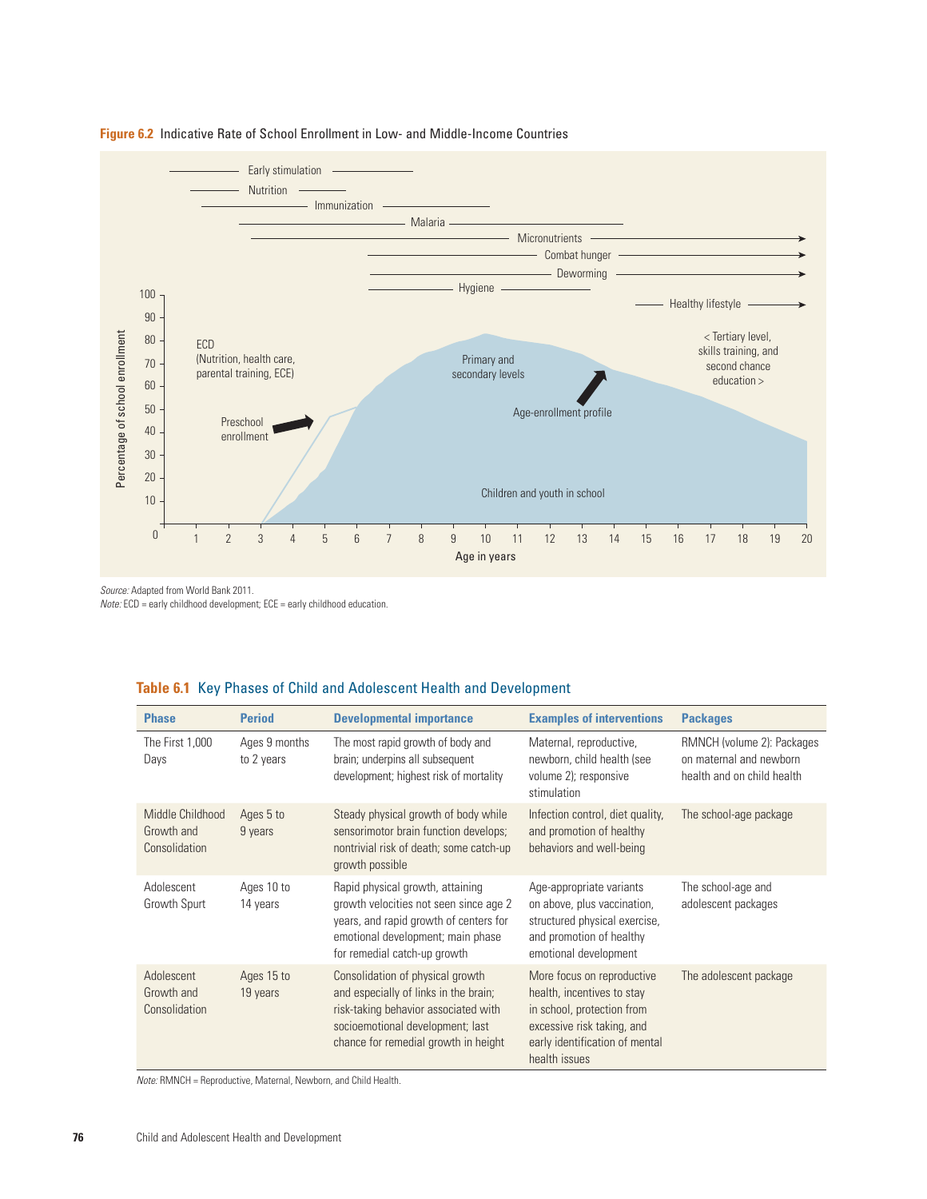**Figure 6.2** Indicative Rate of School Enrollment in Low- and Middle-Income Countries

*Source:* Adapted from World Bank 2011.
*Note:* ECD = early childhood development; ECE = early childhood education.

## Table 6.1 Key Phases of Child and Adolescent Health and Development

| Phase | Period | Developmental importance | Examples of interventions | Packages |
|---|---|---|---|---|
| The First 1,000 Days | Ages 9 months to 2 years | The most rapid growth of body and brain; underpins all subsequent development; highest risk of mortality | Maternal, reproductive, newborn, child health (see volume 2); responsive stimulation | RMNCH (volume 2): Packages on maternal and newborn health and on child health |
| Middle Childhood Growth and Consolidation | Ages 5 to 9 years | Steady physical growth of body while sensorimotor brain function develops; nontrivial risk of death; some catch-up growth possible | Infection control, diet quality, and promotion of healthy behaviors and well-being | The school-age package |
| Adolescent Growth Spurt | Ages 10 to 14 years | Rapid physical growth, attaining growth velocities not seen since age 2 years, and rapid growth of centers for emotional development; main phase for remedial catch-up growth | Age-appropriate variants on above, plus vaccination, structured physical exercise, and promotion of healthy emotional development | The school-age and adolescent packages |
| Adolescent Growth and Consolidation | Ages 15 to 19 years | Consolidation of physical growth and especially of links in the brain; risk-taking behavior associated with socioemotional development; last chance for remedial growth in height | More focus on reproductive health, incentives to stay in school, protection from excessive risk taking, and early identification of mental health issues | The adolescent package |

*Note:* RMNCH = Reproductive, Maternal, Newborn, and Child Health.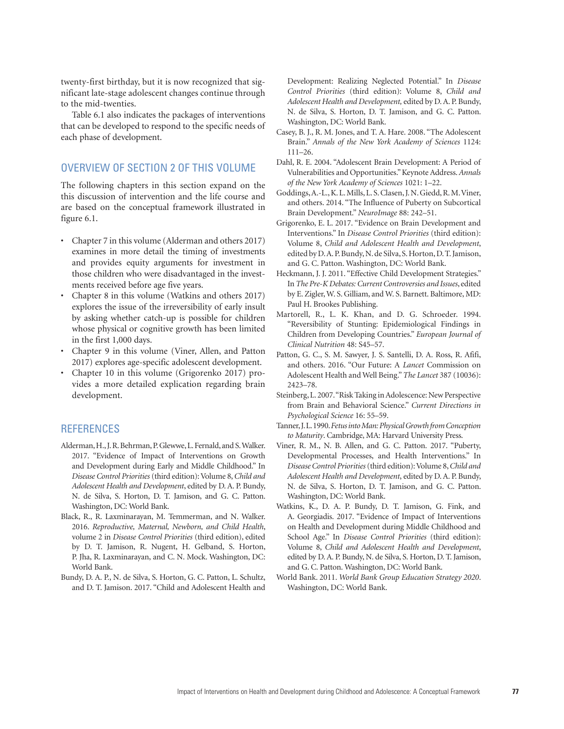twenty-first birthday, but it is now recognized that significant late-stage adolescent changes continue through to the mid-twenties.

Table 6.1 also indicates the packages of interventions that can be developed to respond to the specific needs of each phase of development.

## OVERVIEW OF SECTION 2 OF THIS VOLUME

The following chapters in this section expand on the this discussion of intervention and the life course and are based on the conceptual framework illustrated in figure 6.1.

- Chapter 7 in this volume (Alderman and others 2017) examines in more detail the timing of investments and provides equity arguments for investment in those children who were disadvantaged in the investments received before age five years.
- Chapter 8 in this volume (Watkins and others 2017) explores the issue of the irreversibility of early insult by asking whether catch-up is possible for children whose physical or cognitive growth has been limited in the first 1,000 days.
- Chapter 9 in this volume (Viner, Allen, and Patton 2017) explores age-specific adolescent development.
- Chapter 10 in this volume (Grigorenko 2017) provides a more detailed explication regarding brain development.

## REFERENCES

Alderman, H., J. R. Behrman, P. Glewwe, L. Fernald, and S. Walker. 2017. "Evidence of Impact of Interventions on Growth and Development during Early and Middle Childhood." In *Disease Control Priorities* (third edition): Volume 8, *Child and Adolescent Health and Development*, edited by D. A. P. Bundy, N. de Silva, S. Horton, D. T. Jamison, and G. C. Patton. Washington, DC: World Bank.

Black, R., R. Laxminarayan, M. Temmerman, and N. Walker. 2016. *Reproductive, Maternal, Newborn, and Child Health*, volume 2 in *Disease Control Priorities* (third edition), edited by D. T. Jamison, R. Nugent, H. Gelband, S. Horton, P. Jha, R. Laxminarayan, and C. N. Mock. Washington, DC: World Bank.

Bundy, D. A. P., N. de Silva, S. Horton, G. C. Patton, L. Schultz, and D. T. Jamison. 2017. "Child and Adolescent Health and Development: Realizing Neglected Potential." In *Disease Control Priorities* (third edition): Volume 8, *Child and Adolescent Health and Development,* edited by D. A. P. Bundy, N. de Silva, S. Horton, D. T. Jamison, and G. C. Patton. Washington, DC: World Bank.

Casey, B. J., R. M. Jones, and T. A. Hare. 2008. "The Adolescent Brain." *Annals of the New York Academy of Sciences* 1124: 111–26.

Dahl, R. E. 2004. "Adolescent Brain Development: A Period of Vulnerabilities and Opportunities." Keynote Address. *Annals of the New York Academy of Sciences* 1021: 1–22.

Goddings, A.-L., K. L. Mills, L. S. Clasen, J. N. Giedd, R. M. Viner, and others. 2014. "The Influence of Puberty on Subcortical Brain Development." *NeuroImage* 88: 242–51.

Grigorenko, E. L. 2017. "Evidence on Brain Development and Interventions." In *Disease Control Priorities* (third edition): Volume 8, *Child and Adolescent Health and Development*, edited by D. A. P. Bundy, N. de Silva, S. Horton, D. T. Jamison, and G. C. Patton. Washington, DC: World Bank.

Heckmann, J. J. 2011. "Effective Child Development Strategies." In *The Pre-K Debates: Current Controversies and Issues*, edited by E. Zigler, W. S. Gilliam, and W. S. Barnett. Baltimore, MD: Paul H. Brookes Publishing.

Martorell, R., L. K. Khan, and D. G. Schroeder. 1994. "Reversibility of Stunting: Epidemiological Findings in Children from Developing Countries." *European Journal of Clinical Nutrition* 48: S45–57.

Patton, G. C., S. M. Sawyer, J. S. Santelli, D. A. Ross, R. Afifi, and others. 2016. "Our Future: A *Lancet* Commission on Adolescent Health and Well Being." *The Lancet* 387 (10036): 2423–78.

Steinberg, L. 2007. "Risk Taking in Adolescence: New Perspective from Brain and Behavioral Science." *Current Directions in Psychological Science* 16: 55–59.

Tanner, J. L. 1990. *Fetus into Man: Physical Growth from Conception to Maturity*. Cambridge, MA: Harvard University Press.

Viner, R. M., N. B. Allen, and G. C. Patton. 2017. "Puberty, Developmental Processes, and Health Interventions." In *Disease Control Priorities* (third edition): Volume 8, *Child and Adolescent Health and Development*, edited by D. A. P. Bundy, N. de Silva, S. Horton, D. T. Jamison, and G. C. Patton. Washington, DC: World Bank.

Watkins, K., D. A. P. Bundy, D. T. Jamison, G. Fink, and A. Georgiadis. 2017. "Evidence of Impact of Interventions on Health and Development during Middle Childhood and School Age." In *Disease Control Priorities* (third edition): Volume 8, *Child and Adolescent Health and Development*, edited by D. A. P. Bundy, N. de Silva, S. Horton, D. T. Jamison, and G. C. Patton. Washington, DC: World Bank.

World Bank. 2011. *World Bank Group Education Strategy 2020*. Washington, DC: World Bank.